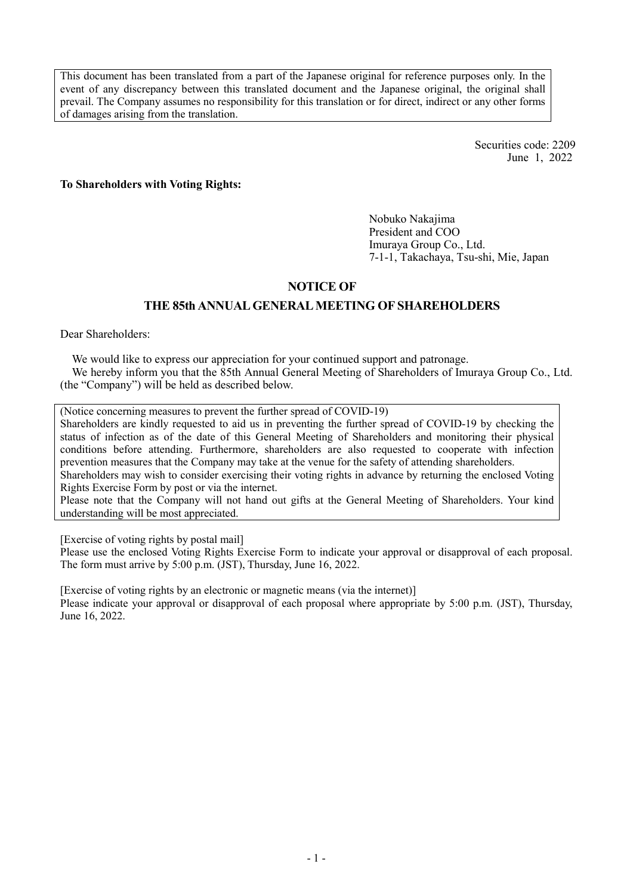This document has been translated from a part of the Japanese original for reference purposes only. In the event of any discrepancy between this translated document and the Japanese original, the original shall prevail. The Company assumes no responsibility for this translation or for direct, indirect or any other forms of damages arising from the translation.

Securities code: 2209
June 1, 2022

**To Shareholders with Voting Rights:**

Nobuko Nakajima
President and COO
Imuraya Group Co., Ltd.
7-1-1, Takachaya, Tsu-shi, Mie, Japan

# NOTICE OF
# THE 85th ANNUAL GENERAL MEETING OF SHAREHOLDERS

Dear Shareholders:

We would like to express our appreciation for your continued support and patronage.

We hereby inform you that the 85th Annual General Meeting of Shareholders of Imuraya Group Co., Ltd. (the "Company") will be held as described below.

(Notice concerning measures to prevent the further spread of COVID-19)
Shareholders are kindly requested to aid us in preventing the further spread of COVID-19 by checking the status of infection as of the date of this General Meeting of Shareholders and monitoring their physical conditions before attending. Furthermore, shareholders are also requested to cooperate with infection prevention measures that the Company may take at the venue for the safety of attending shareholders.
Shareholders may wish to consider exercising their voting rights in advance by returning the enclosed Voting Rights Exercise Form by post or via the internet.
Please note that the Company will not hand out gifts at the General Meeting of Shareholders. Your kind understanding will be most appreciated.

[Exercise of voting rights by postal mail]
Please use the enclosed Voting Rights Exercise Form to indicate your approval or disapproval of each proposal. The form must arrive by 5:00 p.m. (JST), Thursday, June 16, 2022.

[Exercise of voting rights by an electronic or magnetic means (via the internet)]
Please indicate your approval or disapproval of each proposal where appropriate by 5:00 p.m. (JST), Thursday, June 16, 2022.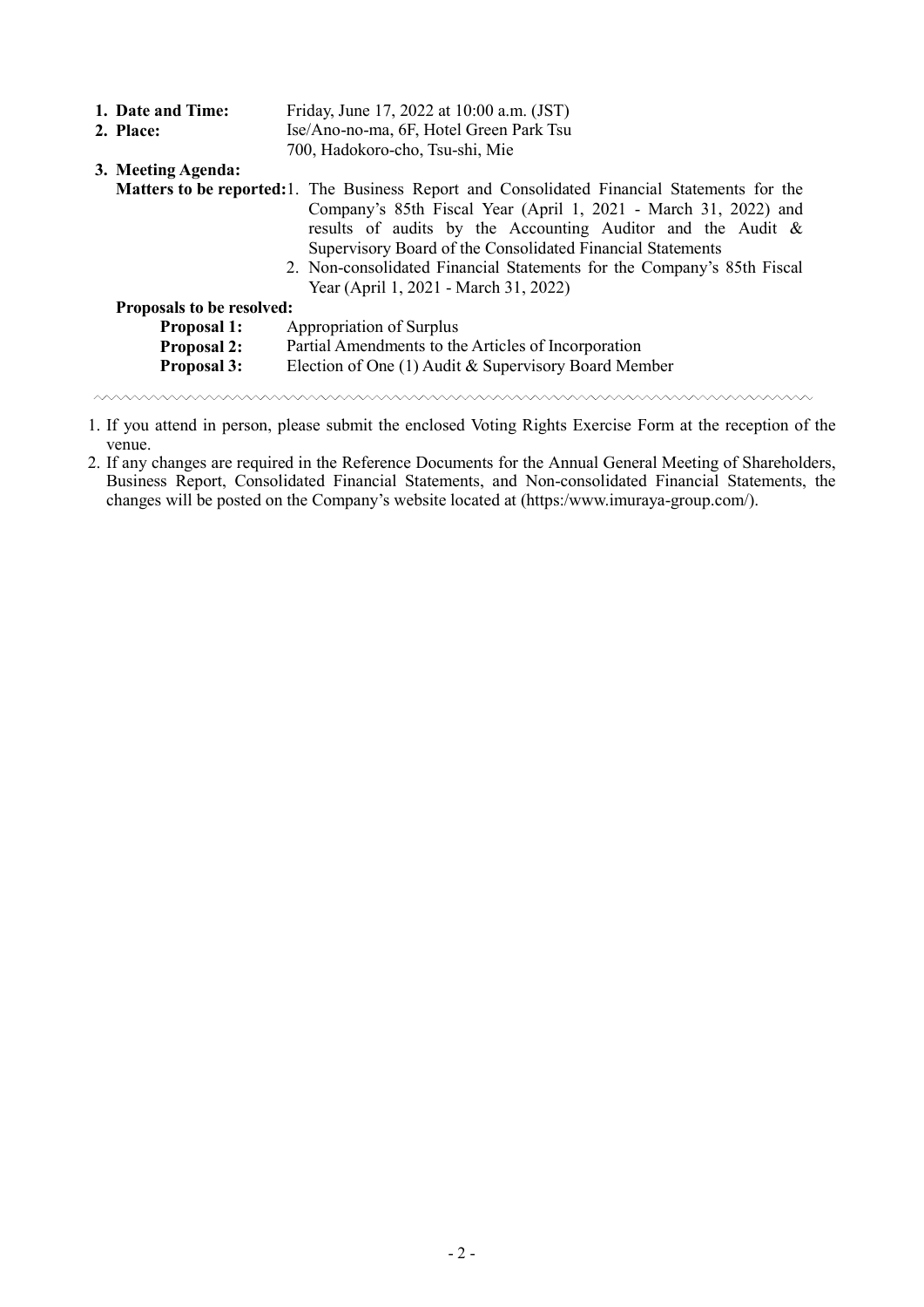**1. Date and Time:** Friday, June 17, 2022 at 10:00 a.m. (JST)

**2. Place:** Ise/Ano-no-ma, 6F, Hotel Green Park Tsu
700, Hadokoro-cho, Tsu-shi, Mie

**3. Meeting Agenda:**

**Matters to be reported:**

1. The Business Report and Consolidated Financial Statements for the Company's 85th Fiscal Year (April 1, 2021 - March 31, 2022) and results of audits by the Accounting Auditor and the Audit & Supervisory Board of the Consolidated Financial Statements
2. Non-consolidated Financial Statements for the Company's 85th Fiscal Year (April 1, 2021 - March 31, 2022)

**Proposals to be resolved:**

**Proposal 1:** Appropriation of Surplus

**Proposal 2:** Partial Amendments to the Articles of Incorporation

**Proposal 3:** Election of One (1) Audit & Supervisory Board Member

---

1. If you attend in person, please submit the enclosed Voting Rights Exercise Form at the reception of the venue.
2. If any changes are required in the Reference Documents for the Annual General Meeting of Shareholders, Business Report, Consolidated Financial Statements, and Non-consolidated Financial Statements, the changes will be posted on the Company's website located at (https:/www.imuraya-group.com/).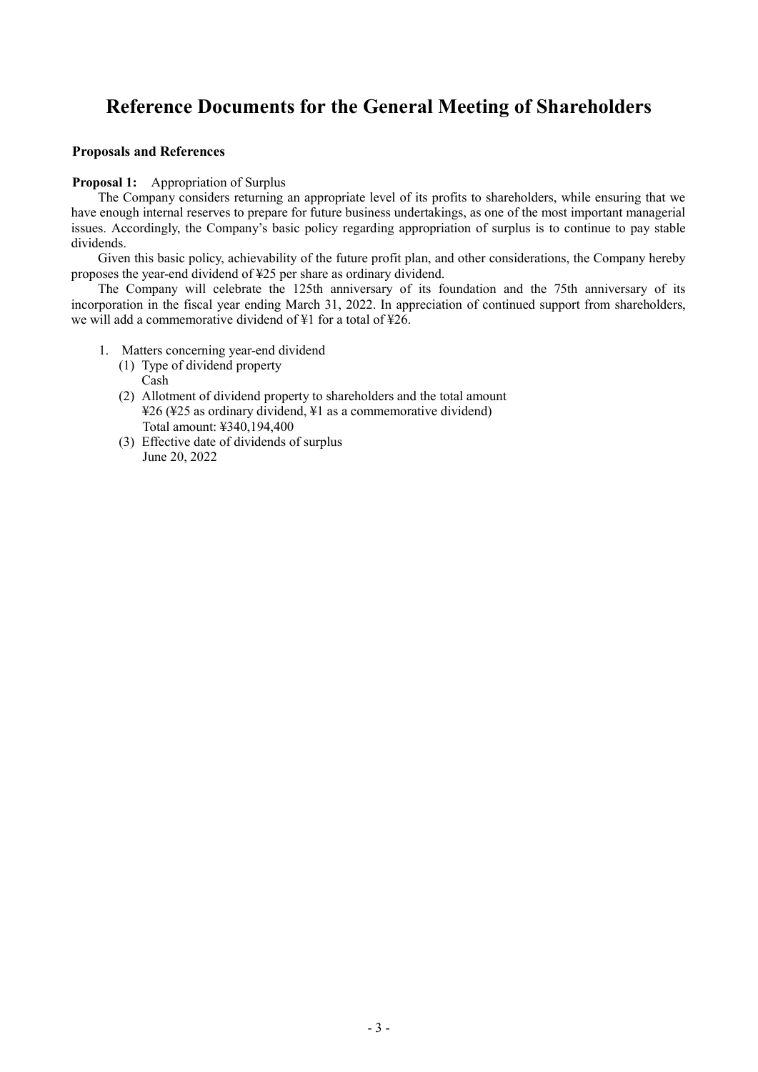# Reference Documents for the General Meeting of Shareholders

**Proposals and References**

**Proposal 1:** Appropriation of Surplus

The Company considers returning an appropriate level of its profits to shareholders, while ensuring that we have enough internal reserves to prepare for future business undertakings, as one of the most important managerial issues. Accordingly, the Company's basic policy regarding appropriation of surplus is to continue to pay stable dividends.

Given this basic policy, achievability of the future profit plan, and other considerations, the Company hereby proposes the year-end dividend of ¥25 per share as ordinary dividend.

The Company will celebrate the 125th anniversary of its foundation and the 75th anniversary of its incorporation in the fiscal year ending March 31, 2022. In appreciation of continued support from shareholders, we will add a commemorative dividend of ¥1 for a total of ¥26.

1. Matters concerning year-end dividend
   (1) Type of dividend property
       Cash
   (2) Allotment of dividend property to shareholders and the total amount
       ¥26 (¥25 as ordinary dividend, ¥1 as a commemorative dividend)
       Total amount: ¥340,194,400
   (3) Effective date of dividends of surplus
       June 20, 2022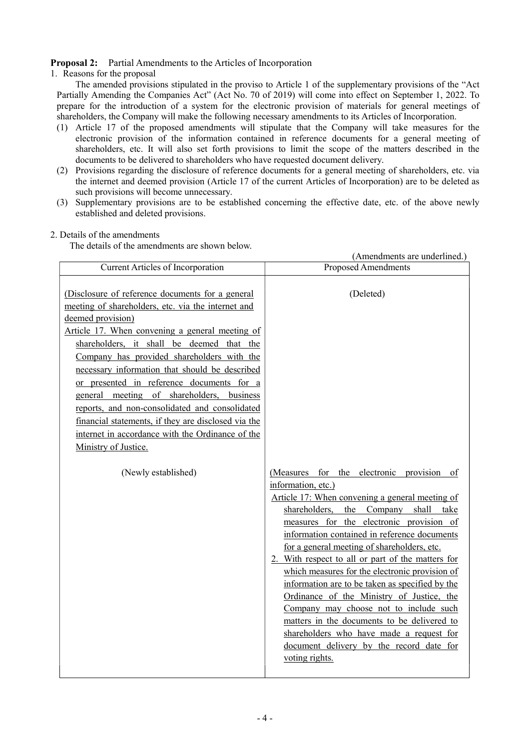**Proposal 2:** Partial Amendments to the Articles of Incorporation

1. Reasons for the proposal

The amended provisions stipulated in the proviso to Article 1 of the supplementary provisions of the "Act Partially Amending the Companies Act" (Act No. 70 of 2019) will come into effect on September 1, 2022. To prepare for the introduction of a system for the electronic provision of materials for general meetings of shareholders, the Company will make the following necessary amendments to its Articles of Incorporation.

(1) Article 17 of the proposed amendments will stipulate that the Company will take measures for the electronic provision of the information contained in reference documents for a general meeting of shareholders, etc. It will also set forth provisions to limit the scope of the matters described in the documents to be delivered to shareholders who have requested document delivery.

(2) Provisions regarding the disclosure of reference documents for a general meeting of shareholders, etc. via the internet and deemed provision (Article 17 of the current Articles of Incorporation) are to be deleted as such provisions will become unnecessary.

(3) Supplementary provisions are to be established concerning the effective date, etc. of the above newly established and deleted provisions.

2. Details of the amendments

The details of the amendments are shown below.

(Amendments are underlined.)

| Current Articles of Incorporation | Proposed Amendments |
|---|---|
| <u>(Disclosure of reference documents for a general meeting of shareholders, etc. via the internet and deemed provision)</u><br><u>Article 17. When convening a general meeting of shareholders, it shall be deemed that the Company has provided shareholders with the necessary information that should be described or presented in reference documents for a general meeting of shareholders, business reports, and non-consolidated and consolidated financial statements, if they are disclosed via the internet in accordance with the Ordinance of the Ministry of Justice.</u> | (Deleted) |
| (Newly established) | <u>(Measures for the electronic provision of information, etc.)</u><br><u>Article 17: When convening a general meeting of shareholders, the Company shall take measures for the electronic provision of information contained in reference documents for a general meeting of shareholders, etc.</u><br><u>2. With respect to all or part of the matters for which measures for the electronic provision of information are to be taken as specified by the Ordinance of the Ministry of Justice, the Company may choose not to include such matters in the documents to be delivered to shareholders who have made a request for document delivery by the record date for voting rights.</u> |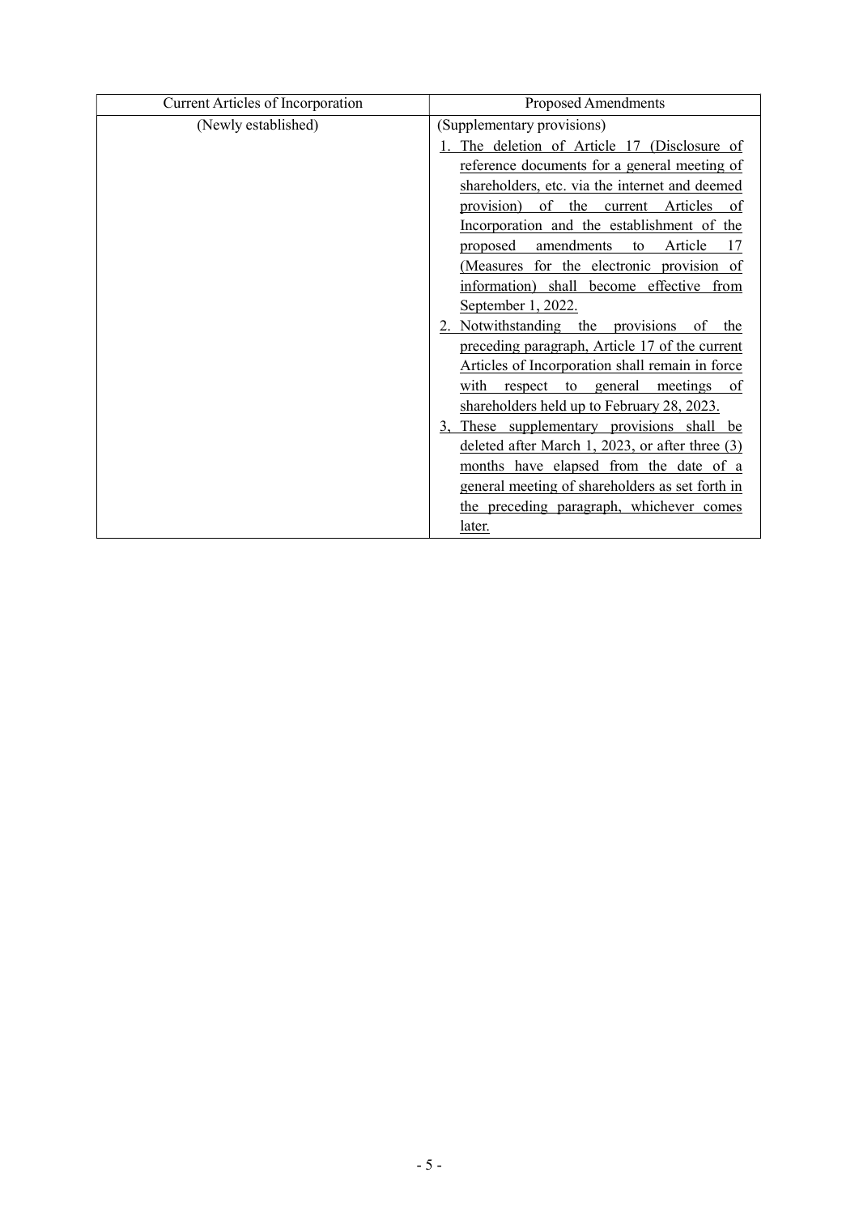| Current Articles of Incorporation | Proposed Amendments |
|---|---|
| (Newly established) | (Supplementary provisions)<br>1. The deletion of Article 17 (Disclosure of reference documents for a general meeting of shareholders, etc. via the internet and deemed provision) of the current Articles of Incorporation and the establishment of the proposed amendments to Article 17 (Measures for the electronic provision of information) shall become effective from September 1, 2022.<br>2. Notwithstanding the provisions of the preceding paragraph, Article 17 of the current Articles of Incorporation shall remain in force with respect to general meetings of shareholders held up to February 28, 2023.<br>3, These supplementary provisions shall be deleted after March 1, 2023, or after three (3) months have elapsed from the date of a general meeting of shareholders as set forth in the preceding paragraph, whichever comes later. |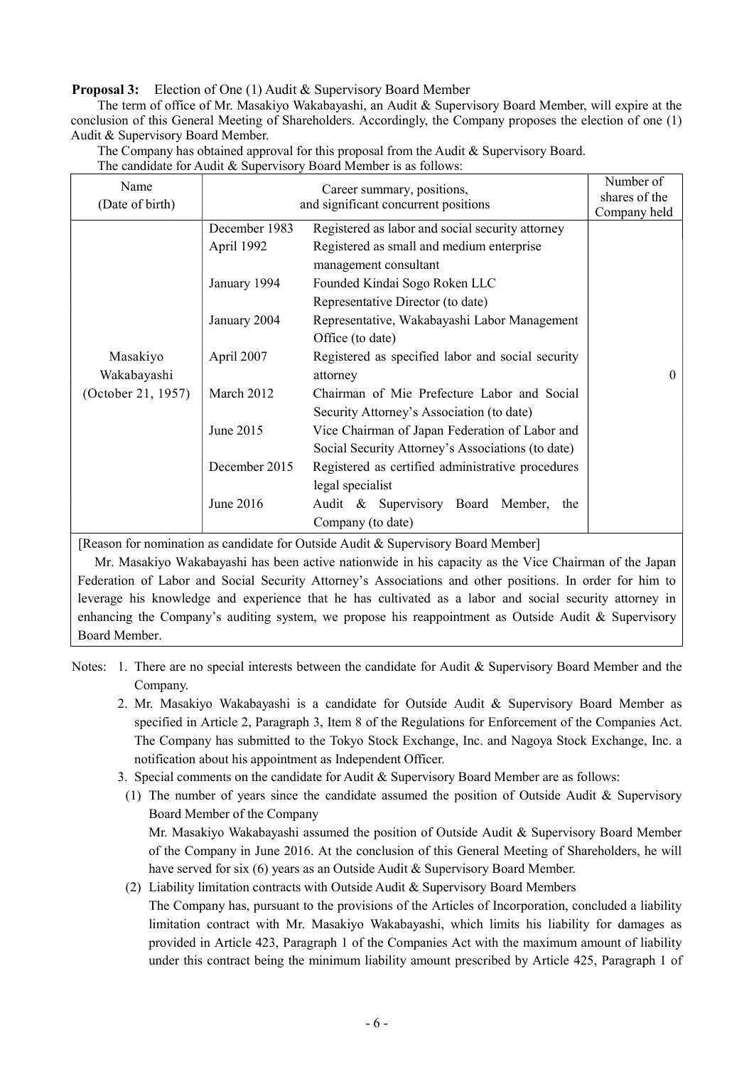**Proposal 3:** Election of One (1) Audit & Supervisory Board Member

The term of office of Mr. Masakiyo Wakabayashi, an Audit & Supervisory Board Member, will expire at the conclusion of this General Meeting of Shareholders. Accordingly, the Company proposes the election of one (1) Audit & Supervisory Board Member.

The Company has obtained approval for this proposal from the Audit & Supervisory Board.

The candidate for Audit & Supervisory Board Member is as follows:

| Name (Date of birth) | Career summary, positions, and significant concurrent positions | | Number of shares of the Company held |
|---|---|---|---|
| Masakiyo Wakabayashi (October 21, 1957) | December 1983 | Registered as labor and social security attorney | 0 |
| | April 1992 | Registered as small and medium enterprise management consultant | |
| | January 1994 | Founded Kindai Sogo Roken LLC Representative Director (to date) | |
| | January 2004 | Representative, Wakabayashi Labor Management Office (to date) | |
| | April 2007 | Registered as specified labor and social security attorney | |
| | March 2012 | Chairman of Mie Prefecture Labor and Social Security Attorney's Association (to date) | |
| | June 2015 | Vice Chairman of Japan Federation of Labor and Social Security Attorney's Associations (to date) | |
| | December 2015 | Registered as certified administrative procedures legal specialist | |
| | June 2016 | Audit & Supervisory Board Member, the Company (to date) | |

[Reason for nomination as candidate for Outside Audit & Supervisory Board Member]

Mr. Masakiyo Wakabayashi has been active nationwide in his capacity as the Vice Chairman of the Japan Federation of Labor and Social Security Attorney's Associations and other positions. In order for him to leverage his knowledge and experience that he has cultivated as a labor and social security attorney in enhancing the Company's auditing system, we propose his reappointment as Outside Audit & Supervisory Board Member.

Notes:
1. There are no special interests between the candidate for Audit & Supervisory Board Member and the Company.
2. Mr. Masakiyo Wakabayashi is a candidate for Outside Audit & Supervisory Board Member as specified in Article 2, Paragraph 3, Item 8 of the Regulations for Enforcement of the Companies Act. The Company has submitted to the Tokyo Stock Exchange, Inc. and Nagoya Stock Exchange, Inc. a notification about his appointment as Independent Officer.
3. Special comments on the candidate for Audit & Supervisory Board Member are as follows:
   (1) The number of years since the candidate assumed the position of Outside Audit & Supervisory Board Member of the Company
   Mr. Masakiyo Wakabayashi assumed the position of Outside Audit & Supervisory Board Member of the Company in June 2016. At the conclusion of this General Meeting of Shareholders, he will have served for six (6) years as an Outside Audit & Supervisory Board Member.
   (2) Liability limitation contracts with Outside Audit & Supervisory Board Members
   The Company has, pursuant to the provisions of the Articles of Incorporation, concluded a liability limitation contract with Mr. Masakiyo Wakabayashi, which limits his liability for damages as provided in Article 423, Paragraph 1 of the Companies Act with the maximum amount of liability under this contract being the minimum liability amount prescribed by Article 425, Paragraph 1 of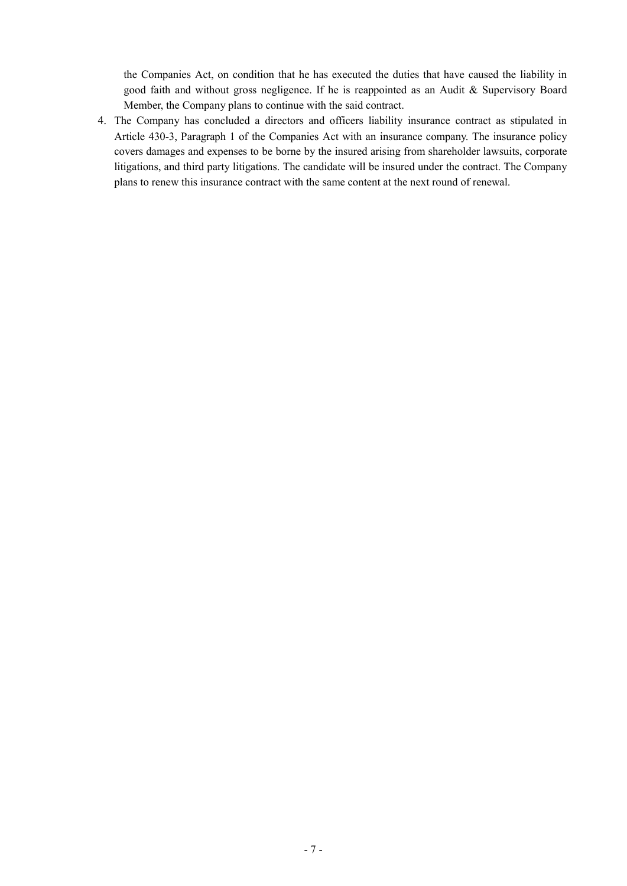the Companies Act, on condition that he has executed the duties that have caused the liability in good faith and without gross negligence. If he is reappointed as an Audit & Supervisory Board Member, the Company plans to continue with the said contract.

4. The Company has concluded a directors and officers liability insurance contract as stipulated in Article 430-3, Paragraph 1 of the Companies Act with an insurance company. The insurance policy covers damages and expenses to be borne by the insured arising from shareholder lawsuits, corporate litigations, and third party litigations. The candidate will be insured under the contract. The Company plans to renew this insurance contract with the same content at the next round of renewal.